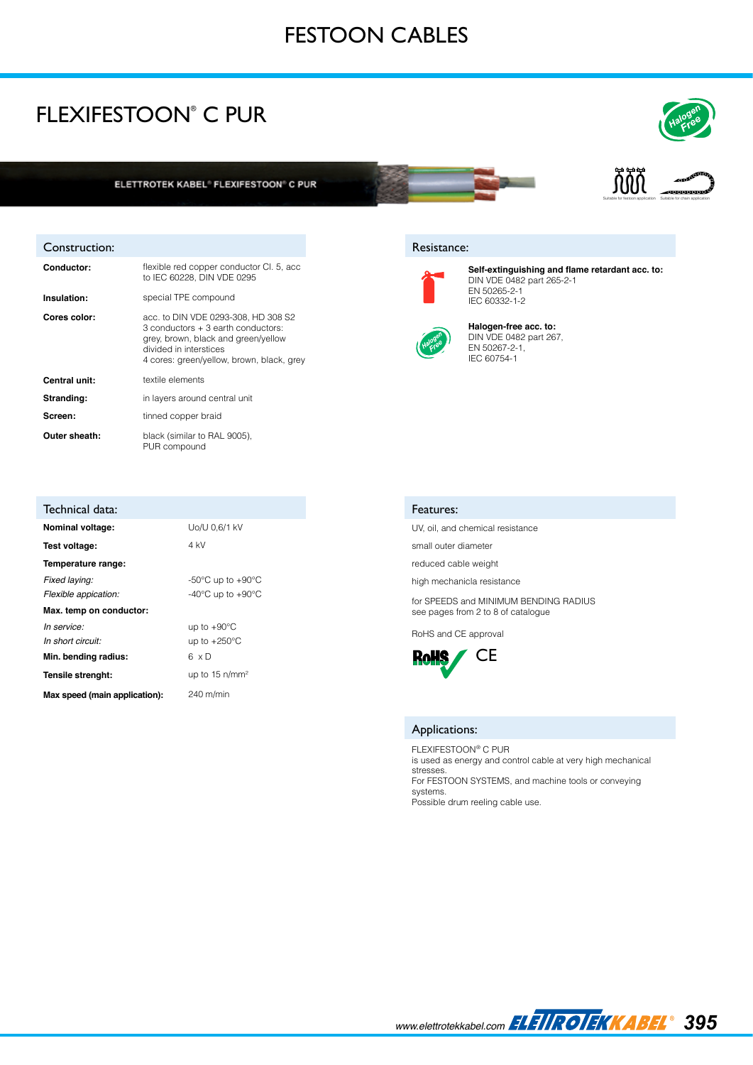# FESTOON CABLES

## FLEXIFESTOON® C PUR

ELETTROTEK KABEL® FLEXIFESTOON® C PUR

Suitable for festoon application — Suitable for chain application

### Construction:

| | |
|---|---|
| **Conductor:** | flexible red copper conductor Cl. 5, acc to IEC 60228, DIN VDE 0295 |
| **Insulation:** | special TPE compound |
| **Cores color:** | acc. to DIN VDE 0293-308, HD 308 S2<br>3 conductors + 3 earth conductors: grey, brown, black and green/yellow divided in interstices<br>4 cores: green/yellow, brown, black, grey |
| **Central unit:** | textile elements |
| **Stranding:** | in layers around central unit |
| **Screen:** | tinned copper braid |
| **Outer sheath:** | black (similar to RAL 9005), PUR compound |

### Resistance:

**Self-extinguishing and flame retardant acc. to:**
DIN VDE 0482 part 265-2-1
EN 50265-2-1
IEC 60332-1-2

**Halogen-free acc. to:**
DIN VDE 0482 part 267,
EN 50267-2-1,
IEC 60754-1

### Technical data:

| | |
|---|---|
| **Nominal voltage:** | Uo/U 0,6/1 kV |
| **Test voltage:** | 4 kV |
| **Temperature range:** | |
| *Fixed laying:* | -50°C up to +90°C |
| *Flexible appication:* | -40°C up to +90°C |
| **Max. temp on conductor:** | |
| *In service:* | up to +90°C |
| *In short circuit:* | up to +250°C |
| **Min. bending radius:** | 6 x D |
| **Tensile strenght:** | up to 15 n/mm² |
| **Max speed (main application):** | 240 m/min |

### Features:

UV, oil, and chemical resistance

small outer diameter

reduced cable weight

high mechanicla resistance

for SPEEDS and MINIMUM BENDING RADIUS see pages from 2 to 8 of catalogue

RoHS and CE approval

RoHS CE

### Applications:

FLEXIFESTOON® C PUR
is used as energy and control cable at very high mechanical stresses.
For FESTOON SYSTEMS, and machine tools or conveying systems.
Possible drum reeling cable use.

www.elettrotekkabel.com ELETTROTEKKABEL®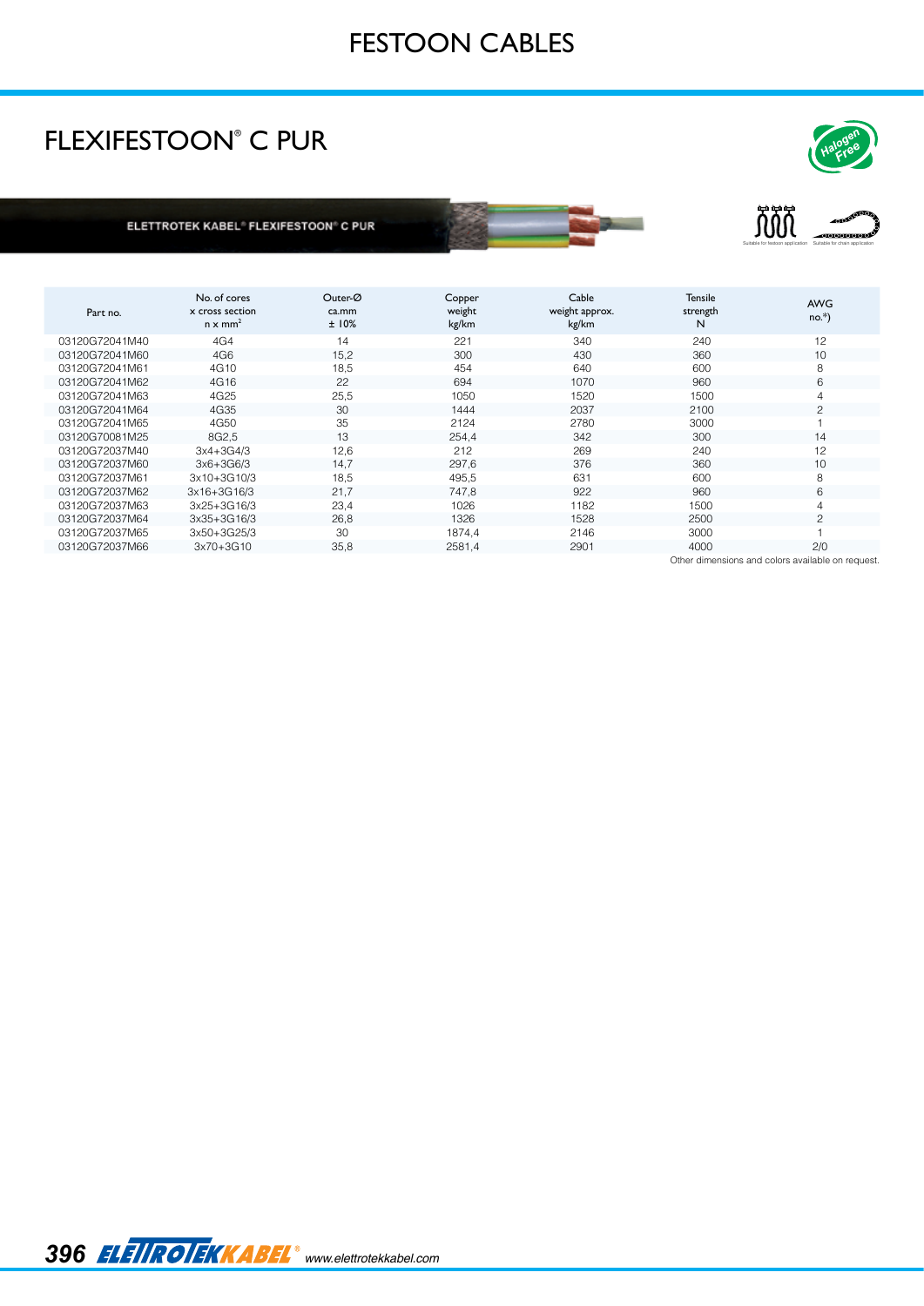# FESTOON CABLES

## FLEXIFESTOON® C PUR

Halogen Free

ELETTROTEK KABEL® FLEXIFESTOON® C PUR

Suitable for festoon application   Suitable for chain application

| Part no. | No. of cores x cross section n x mm² | Outer-Ø ca.mm ± 10% | Copper weight kg/km | Cable weight approx. kg/km | Tensile strength N | AWG no.*) |
|---|---|---|---|---|---|---|
| 03120G72041M40 | 4G4 | 14 | 221 | 340 | 240 | 12 |
| 03120G72041M60 | 4G6 | 15,2 | 300 | 430 | 360 | 10 |
| 03120G72041M61 | 4G10 | 18,5 | 454 | 640 | 600 | 8 |
| 03120G72041M62 | 4G16 | 22 | 694 | 1070 | 960 | 6 |
| 03120G72041M63 | 4G25 | 25,5 | 1050 | 1520 | 1500 | 4 |
| 03120G72041M64 | 4G35 | 30 | 1444 | 2037 | 2100 | 2 |
| 03120G72041M65 | 4G50 | 35 | 2124 | 2780 | 3000 | 1 |
| 03120G70081M25 | 8G2,5 | 13 | 254,4 | 342 | 300 | 14 |
| 03120G72037M40 | 3x4+3G4/3 | 12,6 | 212 | 269 | 240 | 12 |
| 03120G72037M60 | 3x6+3G6/3 | 14,7 | 297,6 | 376 | 360 | 10 |
| 03120G72037M61 | 3x10+3G10/3 | 18,5 | 495,5 | 631 | 600 | 8 |
| 03120G72037M62 | 3x16+3G16/3 | 21,7 | 747,8 | 922 | 960 | 6 |
| 03120G72037M63 | 3x25+3G16/3 | 23,4 | 1026 | 1182 | 1500 | 4 |
| 03120G72037M64 | 3x35+3G16/3 | 26,8 | 1326 | 1528 | 2500 | 2 |
| 03120G72037M65 | 3x50+3G25/3 | 30 | 1874,4 | 2146 | 3000 | 1 |
| 03120G72037M66 | 3x70+3G10 | 35,8 | 2581,4 | 2901 | 4000 | 2/0 |

Other dimensions and colors available on request.

ELETTROTEKKABEL® www.elettrotekkabel.com